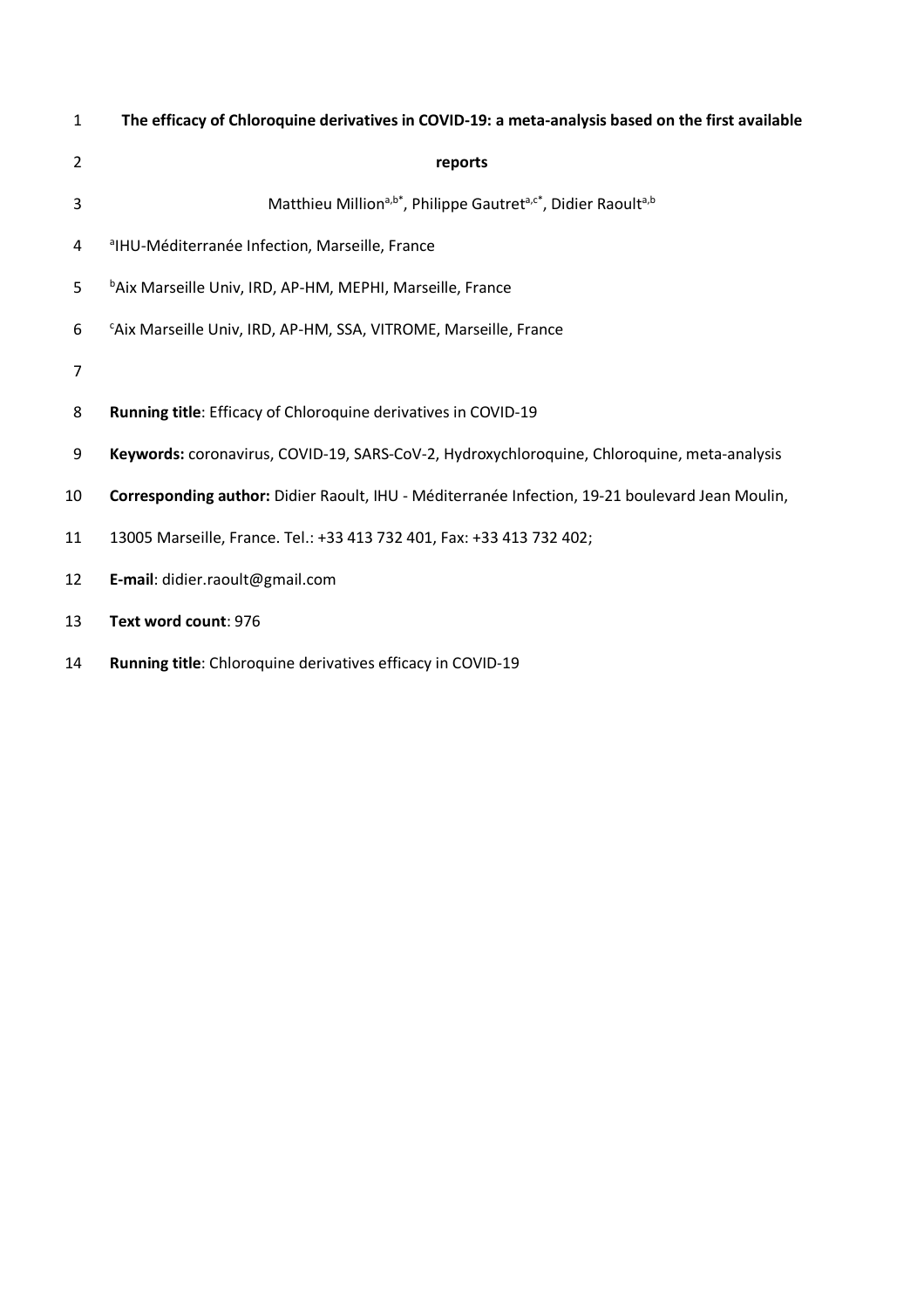# The efficacy of Chloroquine derivatives in COVID-19: a meta-analysis based on the first available reports

Matthieu Million[a,b*], Philippe Gautret[a,c*], Didier Raoult[a,b]

[a]IHU-Méditerranée Infection, Marseille, France

[b]Aix Marseille Univ, IRD, AP-HM, MEPHI, Marseille, France

[c]Aix Marseille Univ, IRD, AP-HM, SSA, VITROME, Marseille, France

**Running title**: Efficacy of Chloroquine derivatives in COVID-19

**Keywords:** coronavirus, COVID-19, SARS-CoV-2, Hydroxychloroquine, Chloroquine, meta-analysis

**Corresponding author:** Didier Raoult, IHU - Méditerranée Infection, 19-21 boulevard Jean Moulin, 13005 Marseille, France. Tel.: +33 413 732 401, Fax: +33 413 732 402;

**E-mail**: didier.raoult@gmail.com

**Text word count**: 976

**Running title**: Chloroquine derivatives efficacy in COVID-19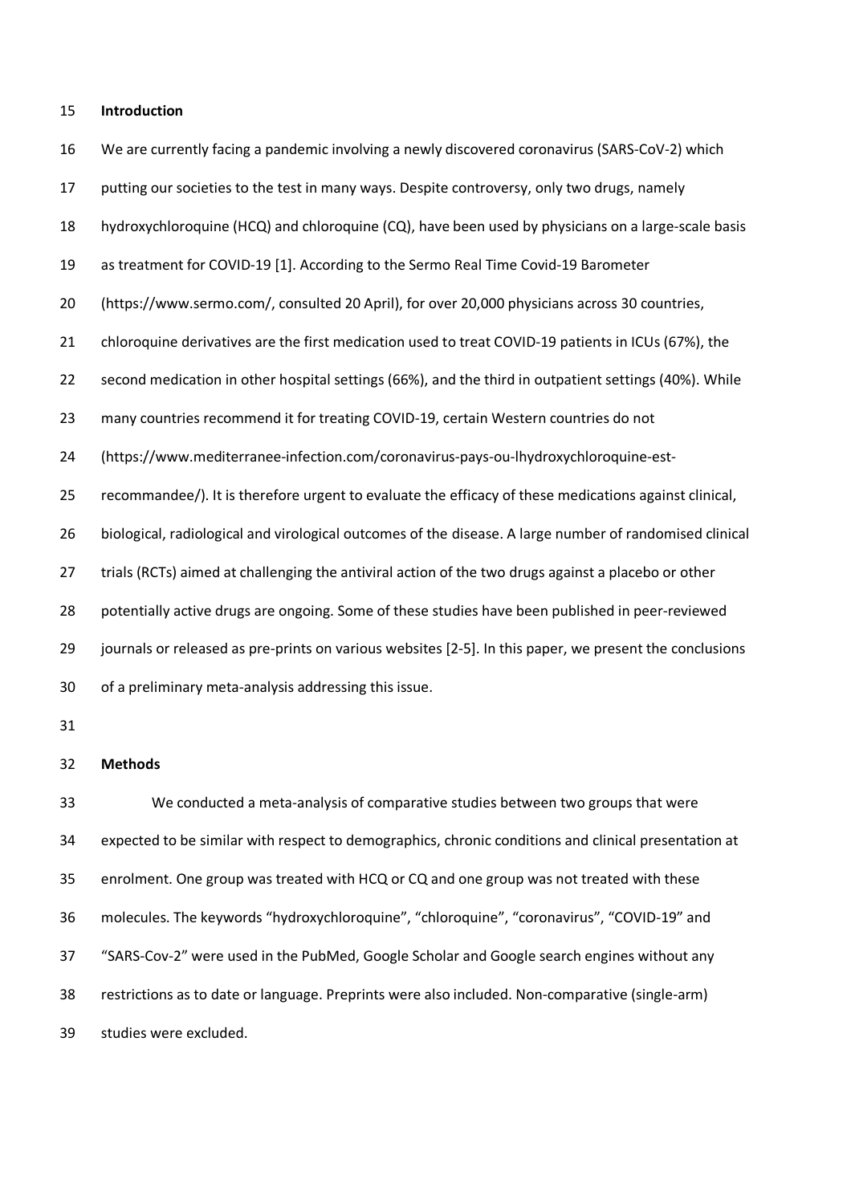## Introduction

We are currently facing a pandemic involving a newly discovered coronavirus (SARS-CoV-2) which putting our societies to the test in many ways. Despite controversy, only two drugs, namely hydroxychloroquine (HCQ) and chloroquine (CQ), have been used by physicians on a large-scale basis as treatment for COVID-19 [1]. According to the Sermo Real Time Covid-19 Barometer (https://www.sermo.com/, consulted 20 April), for over 20,000 physicians across 30 countries, chloroquine derivatives are the first medication used to treat COVID-19 patients in ICUs (67%), the second medication in other hospital settings (66%), and the third in outpatient settings (40%). While many countries recommend it for treating COVID-19, certain Western countries do not (https://www.mediterranee-infection.com/coronavirus-pays-ou-lhydroxychloroquine-est-recommandee/). It is therefore urgent to evaluate the efficacy of these medications against clinical, biological, radiological and virological outcomes of the disease. A large number of randomised clinical trials (RCTs) aimed at challenging the antiviral action of the two drugs against a placebo or other potentially active drugs are ongoing. Some of these studies have been published in peer-reviewed journals or released as pre-prints on various websites [2-5]. In this paper, we present the conclusions of a preliminary meta-analysis addressing this issue.

## Methods

We conducted a meta-analysis of comparative studies between two groups that were expected to be similar with respect to demographics, chronic conditions and clinical presentation at enrolment. One group was treated with HCQ or CQ and one group was not treated with these molecules. The keywords "hydroxychloroquine", "chloroquine", "coronavirus", "COVID-19" and "SARS-Cov-2" were used in the PubMed, Google Scholar and Google search engines without any restrictions as to date or language. Preprints were also included. Non-comparative (single-arm) studies were excluded.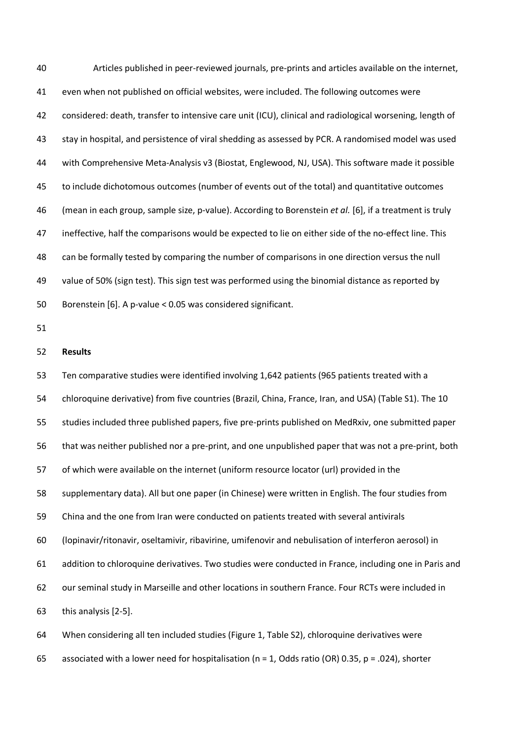Articles published in peer-reviewed journals, pre-prints and articles available on the internet, even when not published on official websites, were included. The following outcomes were considered: death, transfer to intensive care unit (ICU), clinical and radiological worsening, length of stay in hospital, and persistence of viral shedding as assessed by PCR. A randomised model was used with Comprehensive Meta-Analysis v3 (Biostat, Englewood, NJ, USA). This software made it possible to include dichotomous outcomes (number of events out of the total) and quantitative outcomes (mean in each group, sample size, p-value). According to Borenstein *et al.* [6], if a treatment is truly ineffective, half the comparisons would be expected to lie on either side of the no-effect line. This can be formally tested by comparing the number of comparisons in one direction versus the null value of 50% (sign test). This sign test was performed using the binomial distance as reported by Borenstein [6]. A p-value < 0.05 was considered significant.

## Results

Ten comparative studies were identified involving 1,642 patients (965 patients treated with a chloroquine derivative) from five countries (Brazil, China, France, Iran, and USA) (Table S1). The 10 studies included three published papers, five pre-prints published on MedRxiv, one submitted paper that was neither published nor a pre-print, and one unpublished paper that was not a pre-print, both of which were available on the internet (uniform resource locator (url) provided in the supplementary data). All but one paper (in Chinese) were written in English. The four studies from China and the one from Iran were conducted on patients treated with several antivirals (lopinavir/ritonavir, oseltamivir, ribavirine, umifenovir and nebulisation of interferon aerosol) in addition to chloroquine derivatives. Two studies were conducted in France, including one in Paris and our seminal study in Marseille and other locations in southern France. Four RCTs were included in this analysis [2-5].

When considering all ten included studies (Figure 1, Table S2), chloroquine derivatives were associated with a lower need for hospitalisation (n = 1, Odds ratio (OR) 0.35, p = .024), shorter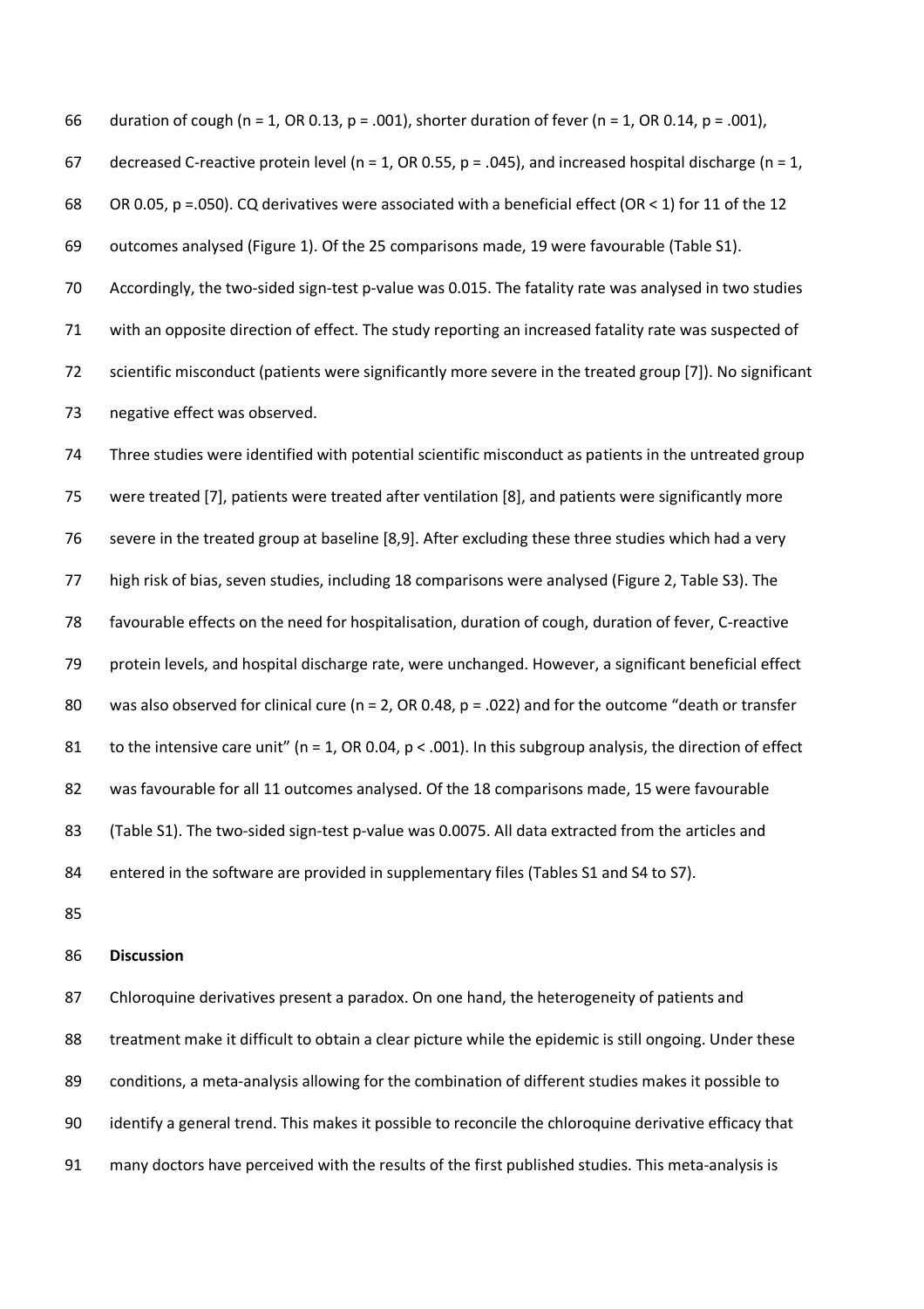duration of cough (n = 1, OR 0.13, p = .001), shorter duration of fever (n = 1, OR 0.14, p = .001), decreased C-reactive protein level (n = 1, OR 0.55, p = .045), and increased hospital discharge (n = 1, OR 0.05, p =.050). CQ derivatives were associated with a beneficial effect (OR < 1) for 11 of the 12 outcomes analysed (Figure 1). Of the 25 comparisons made, 19 were favourable (Table S1). Accordingly, the two-sided sign-test p-value was 0.015. The fatality rate was analysed in two studies with an opposite direction of effect. The study reporting an increased fatality rate was suspected of scientific misconduct (patients were significantly more severe in the treated group [7]). No significant negative effect was observed.

Three studies were identified with potential scientific misconduct as patients in the untreated group were treated [7], patients were treated after ventilation [8], and patients were significantly more severe in the treated group at baseline [8,9]. After excluding these three studies which had a very high risk of bias, seven studies, including 18 comparisons were analysed (Figure 2, Table S3). The favourable effects on the need for hospitalisation, duration of cough, duration of fever, C-reactive protein levels, and hospital discharge rate, were unchanged. However, a significant beneficial effect was also observed for clinical cure (n = 2, OR 0.48, p = .022) and for the outcome "death or transfer to the intensive care unit" (n = 1, OR 0.04, p < .001). In this subgroup analysis, the direction of effect was favourable for all 11 outcomes analysed. Of the 18 comparisons made, 15 were favourable (Table S1). The two-sided sign-test p-value was 0.0075. All data extracted from the articles and entered in the software are provided in supplementary files (Tables S1 and S4 to S7).

## Discussion

Chloroquine derivatives present a paradox. On one hand, the heterogeneity of patients and treatment make it difficult to obtain a clear picture while the epidemic is still ongoing. Under these conditions, a meta-analysis allowing for the combination of different studies makes it possible to identify a general trend. This makes it possible to reconcile the chloroquine derivative efficacy that many doctors have perceived with the results of the first published studies. This meta-analysis is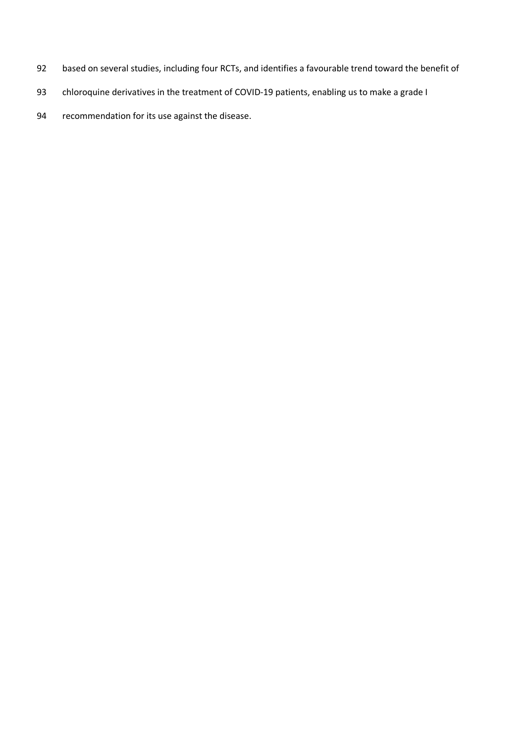based on several studies, including four RCTs, and identifies a favourable trend toward the benefit of chloroquine derivatives in the treatment of COVID-19 patients, enabling us to make a grade I recommendation for its use against the disease.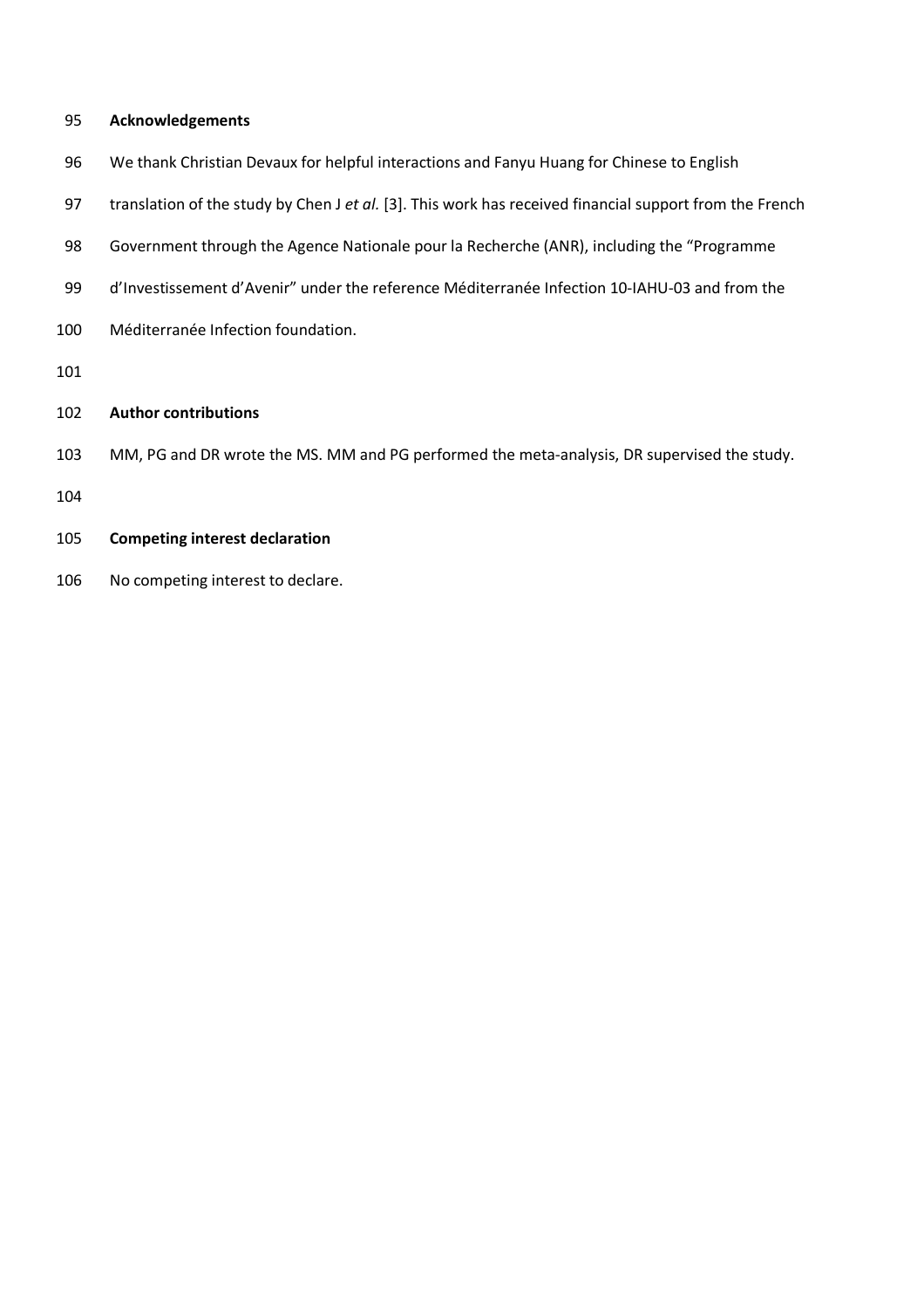## Acknowledgements

We thank Christian Devaux for helpful interactions and Fanyu Huang for Chinese to English translation of the study by Chen J *et al.* [3]. This work has received financial support from the French Government through the Agence Nationale pour la Recherche (ANR), including the "Programme d'Investissement d'Avenir" under the reference Méditerranée Infection 10-IAHU-03 and from the Méditerranée Infection foundation.

## Author contributions

MM, PG and DR wrote the MS. MM and PG performed the meta-analysis, DR supervised the study.

## Competing interest declaration

No competing interest to declare.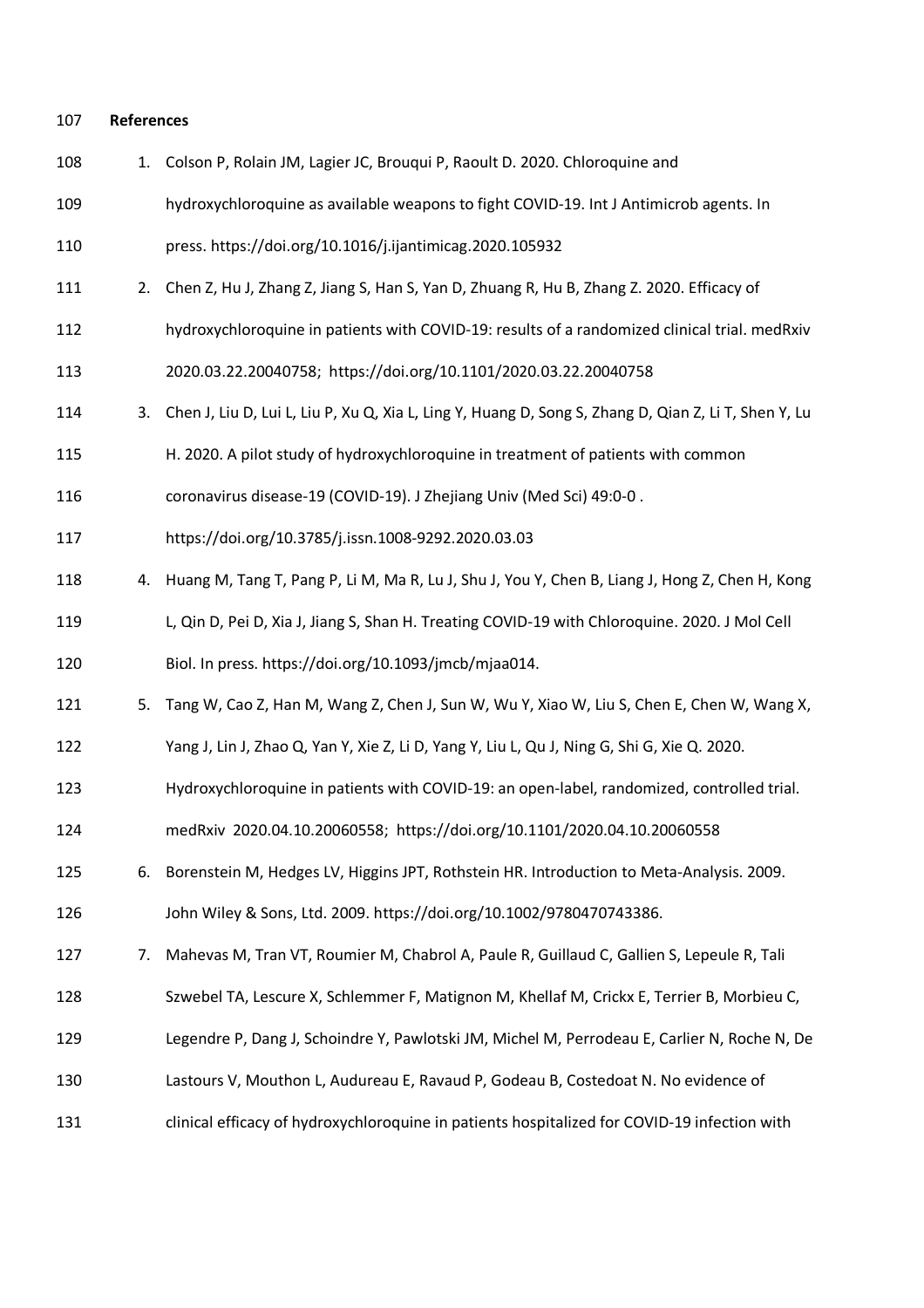## References

1. Colson P, Rolain JM, Lagier JC, Brouqui P, Raoult D. 2020. Chloroquine and hydroxychloroquine as available weapons to fight COVID-19. Int J Antimicrob agents. In press. https://doi.org/10.1016/j.ijantimicag.2020.105932
2. Chen Z, Hu J, Zhang Z, Jiang S, Han S, Yan D, Zhuang R, Hu B, Zhang Z. 2020. Efficacy of hydroxychloroquine in patients with COVID-19: results of a randomized clinical trial. medRxiv 2020.03.22.20040758; https://doi.org/10.1101/2020.03.22.20040758
3. Chen J, Liu D, Lui L, Liu P, Xu Q, Xia L, Ling Y, Huang D, Song S, Zhang D, Qian Z, Li T, Shen Y, Lu H. 2020. A pilot study of hydroxychloroquine in treatment of patients with common coronavirus disease-19 (COVID-19). J Zhejiang Univ (Med Sci) 49:0-0 . https://doi.org/10.3785/j.issn.1008-9292.2020.03.03
4. Huang M, Tang T, Pang P, Li M, Ma R, Lu J, Shu J, You Y, Chen B, Liang J, Hong Z, Chen H, Kong L, Qin D, Pei D, Xia J, Jiang S, Shan H. Treating COVID-19 with Chloroquine. 2020. J Mol Cell Biol. In press. https://doi.org/10.1093/jmcb/mjaa014.
5. Tang W, Cao Z, Han M, Wang Z, Chen J, Sun W, Wu Y, Xiao W, Liu S, Chen E, Chen W, Wang X, Yang J, Lin J, Zhao Q, Yan Y, Xie Z, Li D, Yang Y, Liu L, Qu J, Ning G, Shi G, Xie Q. 2020. Hydroxychloroquine in patients with COVID-19: an open-label, randomized, controlled trial. medRxiv 2020.04.10.20060558; https://doi.org/10.1101/2020.04.10.20060558
6. Borenstein M, Hedges LV, Higgins JPT, Rothstein HR. Introduction to Meta-Analysis. 2009. John Wiley & Sons, Ltd. 2009. https://doi.org/10.1002/9780470743386.
7. Mahevas M, Tran VT, Roumier M, Chabrol A, Paule R, Guillaud C, Gallien S, Lepeule R, Tali Szwebel TA, Lescure X, Schlemmer F, Matignon M, Khellaf M, Crickx E, Terrier B, Morbieu C, Legendre P, Dang J, Schoindre Y, Pawlotski JM, Michel M, Perrodeau E, Carlier N, Roche N, De Lastours V, Mouthon L, Audureau E, Ravaud P, Godeau B, Costedoat N. No evidence of clinical efficacy of hydroxychloroquine in patients hospitalized for COVID-19 infection with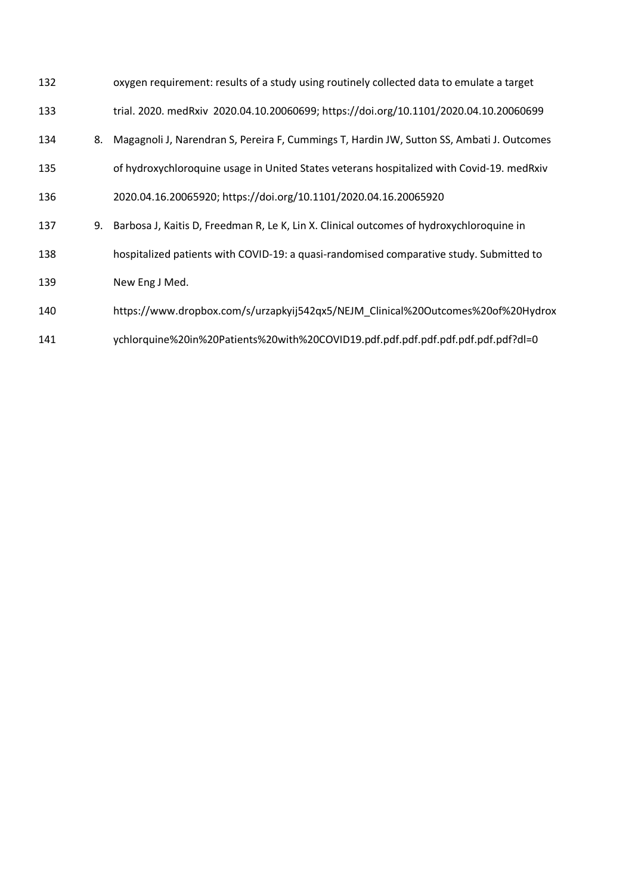oxygen requirement: results of a study using routinely collected data to emulate a target trial. 2020. medRxiv 2020.04.10.20060699; https://doi.org/10.1101/2020.04.10.20060699

8. Magagnoli J, Narendran S, Pereira F, Cummings T, Hardin JW, Sutton SS, Ambati J. Outcomes of hydroxychloroquine usage in United States veterans hospitalized with Covid-19. medRxiv 2020.04.16.20065920; https://doi.org/10.1101/2020.04.16.20065920
9. Barbosa J, Kaitis D, Freedman R, Le K, Lin X. Clinical outcomes of hydroxychloroquine in hospitalized patients with COVID-19: a quasi-randomised comparative study. Submitted to New Eng J Med. https://www.dropbox.com/s/urzapkyij542qx5/NEJM_Clinical%20Outcomes%20of%20Hydroxychlorquine%20in%20Patients%20with%20COVID19.pdf.pdf.pdf.pdf.pdf.pdf.pdf.pdf?dl=0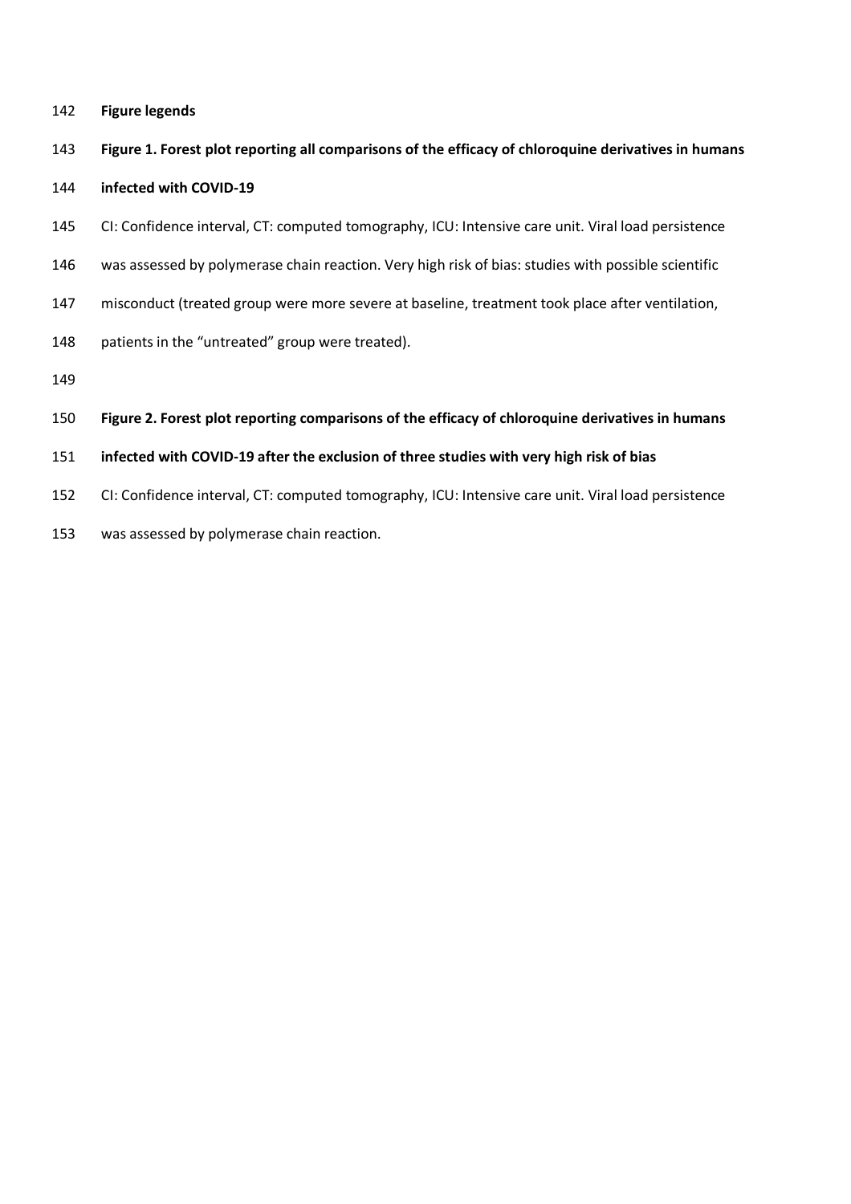## Figure legends

**Figure 1. Forest plot reporting all comparisons of the efficacy of chloroquine derivatives in humans infected with COVID-19**

CI: Confidence interval, CT: computed tomography, ICU: Intensive care unit. Viral load persistence was assessed by polymerase chain reaction. Very high risk of bias: studies with possible scientific misconduct (treated group were more severe at baseline, treatment took place after ventilation, patients in the "untreated" group were treated).

**Figure 2. Forest plot reporting comparisons of the efficacy of chloroquine derivatives in humans infected with COVID-19 after the exclusion of three studies with very high risk of bias**

CI: Confidence interval, CT: computed tomography, ICU: Intensive care unit. Viral load persistence was assessed by polymerase chain reaction.